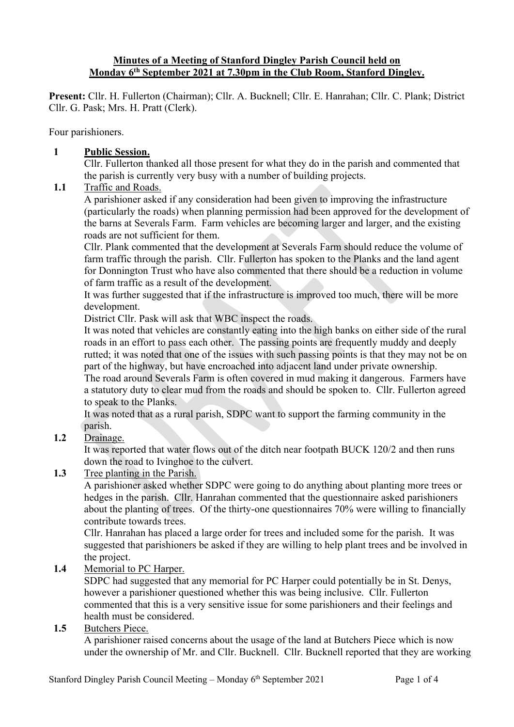**Minutes of a Meeting of Stanford Dingley Parish Council held on Monday 6th September 2021 at 7.30pm in the Club Room, Stanford Dingley.**

**Present:** Cllr. H. Fullerton (Chairman); Cllr. A. Bucknell; Cllr. E. Hanrahan; Cllr. C. Plank; District Cllr. G. Pask; Mrs. H. Pratt (Clerk).

Four parishioners.

**1 Public Session.**

Cllr. Fullerton thanked all those present for what they do in the parish and commented that the parish is currently very busy with a number of building projects.

**1.1** Traffic and Roads.

A parishioner asked if any consideration had been given to improving the infrastructure (particularly the roads) when planning permission had been approved for the development of the barns at Severals Farm. Farm vehicles are becoming larger and larger, and the existing roads are not sufficient for them.

Cllr. Plank commented that the development at Severals Farm should reduce the volume of farm traffic through the parish. Cllr. Fullerton has spoken to the Planks and the land agent for Donnington Trust who have also commented that there should be a reduction in volume of farm traffic as a result of the development.

It was further suggested that if the infrastructure is improved too much, there will be more development.

District Cllr. Pask will ask that WBC inspect the roads.

It was noted that vehicles are constantly eating into the high banks on either side of the rural roads in an effort to pass each other. The passing points are frequently muddy and deeply rutted; it was noted that one of the issues with such passing points is that they may not be on part of the highway, but have encroached into adjacent land under private ownership.

The road around Severals Farm is often covered in mud making it dangerous. Farmers have a statutory duty to clear mud from the roads and should be spoken to. Cllr. Fullerton agreed to speak to the Planks.

It was noted that as a rural parish, SDPC want to support the farming community in the parish.

**1.2** Drainage.

It was reported that water flows out of the ditch near footpath BUCK 120/2 and then runs down the road to Ivinghoe to the culvert.

**1.3** Tree planting in the Parish.

A parishioner asked whether SDPC were going to do anything about planting more trees or hedges in the parish. Cllr. Hanrahan commented that the questionnaire asked parishioners about the planting of trees. Of the thirty-one questionnaires 70% were willing to financially contribute towards trees.

Cllr. Hanrahan has placed a large order for trees and included some for the parish. It was suggested that parishioners be asked if they are willing to help plant trees and be involved in the project.

**1.4** Memorial to PC Harper.

SDPC had suggested that any memorial for PC Harper could potentially be in St. Denys, however a parishioner questioned whether this was being inclusive. Cllr. Fullerton commented that this is a very sensitive issue for some parishioners and their feelings and health must be considered.

**1.5** Butchers Piece.

A parishioner raised concerns about the usage of the land at Butchers Piece which is now under the ownership of Mr. and Cllr. Bucknell. Cllr. Bucknell reported that they are working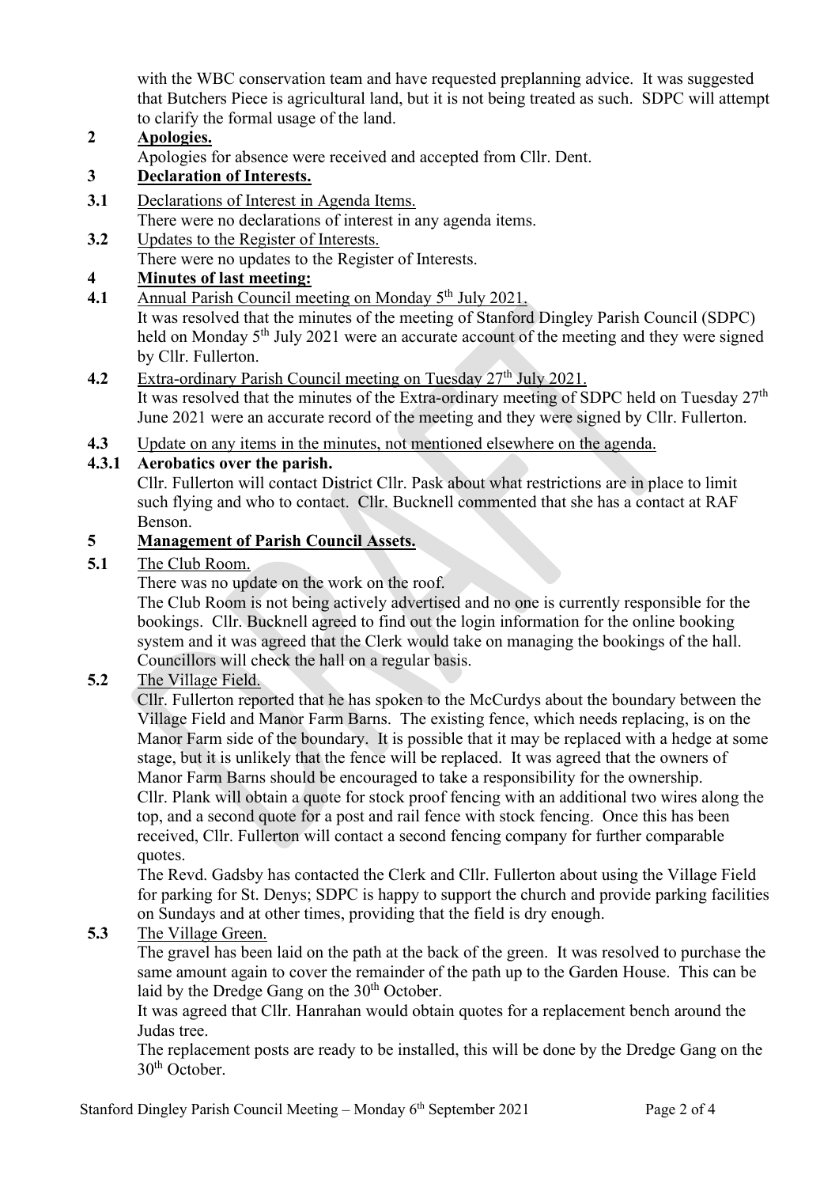with the WBC conservation team and have requested preplanning advice. It was suggested that Butchers Piece is agricultural land, but it is not being treated as such. SDPC will attempt to clarify the formal usage of the land.

## 2 Apologies.

Apologies for absence were received and accepted from Cllr. Dent.

## 3 Declaration of Interests.

**3.1** Declarations of Interest in Agenda Items.
There were no declarations of interest in any agenda items.

**3.2** Updates to the Register of Interests.
There were no updates to the Register of Interests.

## 4 Minutes of last meeting:

**4.1** Annual Parish Council meeting on Monday 5th July 2021.
It was resolved that the minutes of the meeting of Stanford Dingley Parish Council (SDPC) held on Monday 5th July 2021 were an accurate account of the meeting and they were signed by Cllr. Fullerton.

**4.2** Extra-ordinary Parish Council meeting on Tuesday 27th July 2021.
It was resolved that the minutes of the Extra-ordinary meeting of SDPC held on Tuesday 27th June 2021 were an accurate record of the meeting and they were signed by Cllr. Fullerton.

**4.3** Update on any items in the minutes, not mentioned elsewhere on the agenda.

**4.3.1 Aerobatics over the parish.**
Cllr. Fullerton will contact District Cllr. Pask about what restrictions are in place to limit such flying and who to contact. Cllr. Bucknell commented that she has a contact at RAF Benson.

## 5 Management of Parish Council Assets.

**5.1** The Club Room.
There was no update on the work on the roof.
The Club Room is not being actively advertised and no one is currently responsible for the bookings. Cllr. Bucknell agreed to find out the login information for the online booking system and it was agreed that the Clerk would take on managing the bookings of the hall. Councillors will check the hall on a regular basis.

**5.2** The Village Field.
Cllr. Fullerton reported that he has spoken to the McCurdys about the boundary between the Village Field and Manor Farm Barns. The existing fence, which needs replacing, is on the Manor Farm side of the boundary. It is possible that it may be replaced with a hedge at some stage, but it is unlikely that the fence will be replaced. It was agreed that the owners of Manor Farm Barns should be encouraged to take a responsibility for the ownership.
Cllr. Plank will obtain a quote for stock proof fencing with an additional two wires along the top, and a second quote for a post and rail fence with stock fencing. Once this has been received, Cllr. Fullerton will contact a second fencing company for further comparable quotes.
The Revd. Gadsby has contacted the Clerk and Cllr. Fullerton about using the Village Field for parking for St. Denys; SDPC is happy to support the church and provide parking facilities on Sundays and at other times, providing that the field is dry enough.

**5.3** The Village Green.
The gravel has been laid on the path at the back of the green. It was resolved to purchase the same amount again to cover the remainder of the path up to the Garden House. This can be laid by the Dredge Gang on the 30th October.
It was agreed that Cllr. Hanrahan would obtain quotes for a replacement bench around the Judas tree.
The replacement posts are ready to be installed, this will be done by the Dredge Gang on the 30th October.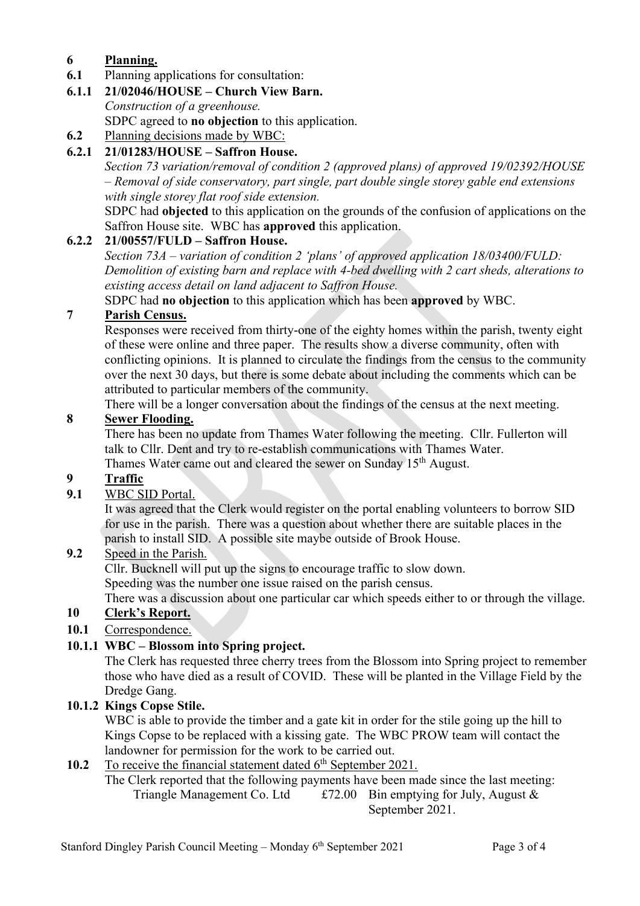## 6 Planning.

**6.1** Planning applications for consultation:

**6.1.1 21/02046/HOUSE – Church View Barn.**
*Construction of a greenhouse.*
SDPC agreed to **no objection** to this application.

**6.2** Planning decisions made by WBC:

**6.2.1 21/01283/HOUSE – Saffron House.**
*Section 73 variation/removal of condition 2 (approved plans) of approved 19/02392/HOUSE – Removal of side conservatory, part single, part double single storey gable end extensions with single storey flat roof side extension.*
SDPC had **objected** to this application on the grounds of the confusion of applications on the Saffron House site. WBC has **approved** this application.

**6.2.2 21/00557/FULD – Saffron House.**
*Section 73A – variation of condition 2 'plans' of approved application 18/03400/FULD: Demolition of existing barn and replace with 4-bed dwelling with 2 cart sheds, alterations to existing access detail on land adjacent to Saffron House.*
SDPC had **no objection** to this application which has been **approved** by WBC.

## 7 Parish Census.

Responses were received from thirty-one of the eighty homes within the parish, twenty eight of these were online and three paper. The results show a diverse community, often with conflicting opinions. It is planned to circulate the findings from the census to the community over the next 30 days, but there is some debate about including the comments which can be attributed to particular members of the community.
There will be a longer conversation about the findings of the census at the next meeting.

## 8 Sewer Flooding.

There has been no update from Thames Water following the meeting. Cllr. Fullerton will talk to Cllr. Dent and try to re-establish communications with Thames Water.
Thames Water came out and cleared the sewer on Sunday 15th August.

## 9 Traffic

**9.1** WBC SID Portal.
It was agreed that the Clerk would register on the portal enabling volunteers to borrow SID for use in the parish. There was a question about whether there are suitable places in the parish to install SID. A possible site maybe outside of Brook House.

**9.2** Speed in the Parish.
Cllr. Bucknell will put up the signs to encourage traffic to slow down.
Speeding was the number one issue raised on the parish census.
There was a discussion about one particular car which speeds either to or through the village.

## 10 Clerk's Report.

**10.1** Correspondence.

**10.1.1 WBC – Blossom into Spring project.**
The Clerk has requested three cherry trees from the Blossom into Spring project to remember those who have died as a result of COVID. These will be planted in the Village Field by the Dredge Gang.

**10.1.2 Kings Copse Stile.**
WBC is able to provide the timber and a gate kit in order for the stile going up the hill to Kings Copse to be replaced with a kissing gate. The WBC PROW team will contact the landowner for permission for the work to be carried out.

**10.2** To receive the financial statement dated 6th September 2021.
The Clerk reported that the following payments have been made since the last meeting:

| | | |
|---|---|---|
| Triangle Management Co. Ltd | £72.00 | Bin emptying for July, August & September 2021. |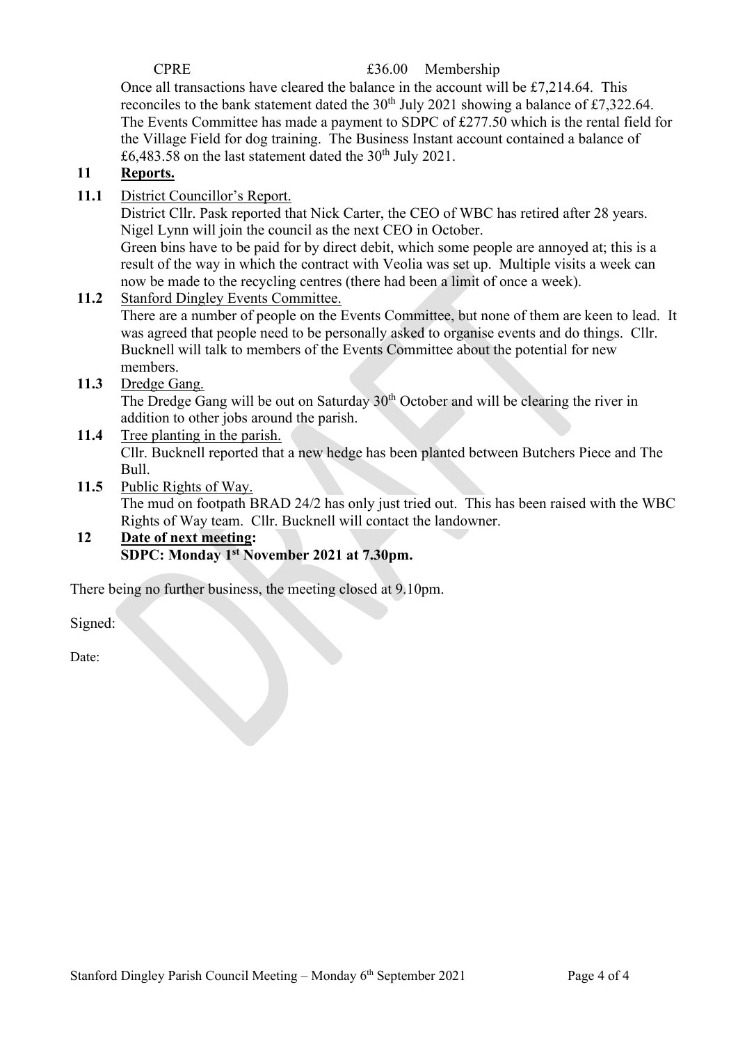CPRE £36.00 Membership

Once all transactions have cleared the balance in the account will be £7,214.64. This reconciles to the bank statement dated the 30th July 2021 showing a balance of £7,322.64. The Events Committee has made a payment to SDPC of £277.50 which is the rental field for the Village Field for dog training. The Business Instant account contained a balance of £6,483.58 on the last statement dated the 30th July 2021.

**11 Reports.**

**11.1** District Councillor's Report.

District Cllr. Pask reported that Nick Carter, the CEO of WBC has retired after 28 years. Nigel Lynn will join the council as the next CEO in October.

Green bins have to be paid for by direct debit, which some people are annoyed at; this is a result of the way in which the contract with Veolia was set up. Multiple visits a week can now be made to the recycling centres (there had been a limit of once a week).

**11.2** Stanford Dingley Events Committee.

There are a number of people on the Events Committee, but none of them are keen to lead. It was agreed that people need to be personally asked to organise events and do things. Cllr. Bucknell will talk to members of the Events Committee about the potential for new members.

**11.3** Dredge Gang.

The Dredge Gang will be out on Saturday 30th October and will be clearing the river in addition to other jobs around the parish.

**11.4** Tree planting in the parish.

Cllr. Bucknell reported that a new hedge has been planted between Butchers Piece and The Bull.

**11.5** Public Rights of Way.

The mud on footpath BRAD 24/2 has only just tried out. This has been raised with the WBC Rights of Way team. Cllr. Bucknell will contact the landowner.

**12 Date of next meeting:**

**SDPC: Monday 1st November 2021 at 7.30pm.**

There being no further business, the meeting closed at 9.10pm.

Signed:

Date: